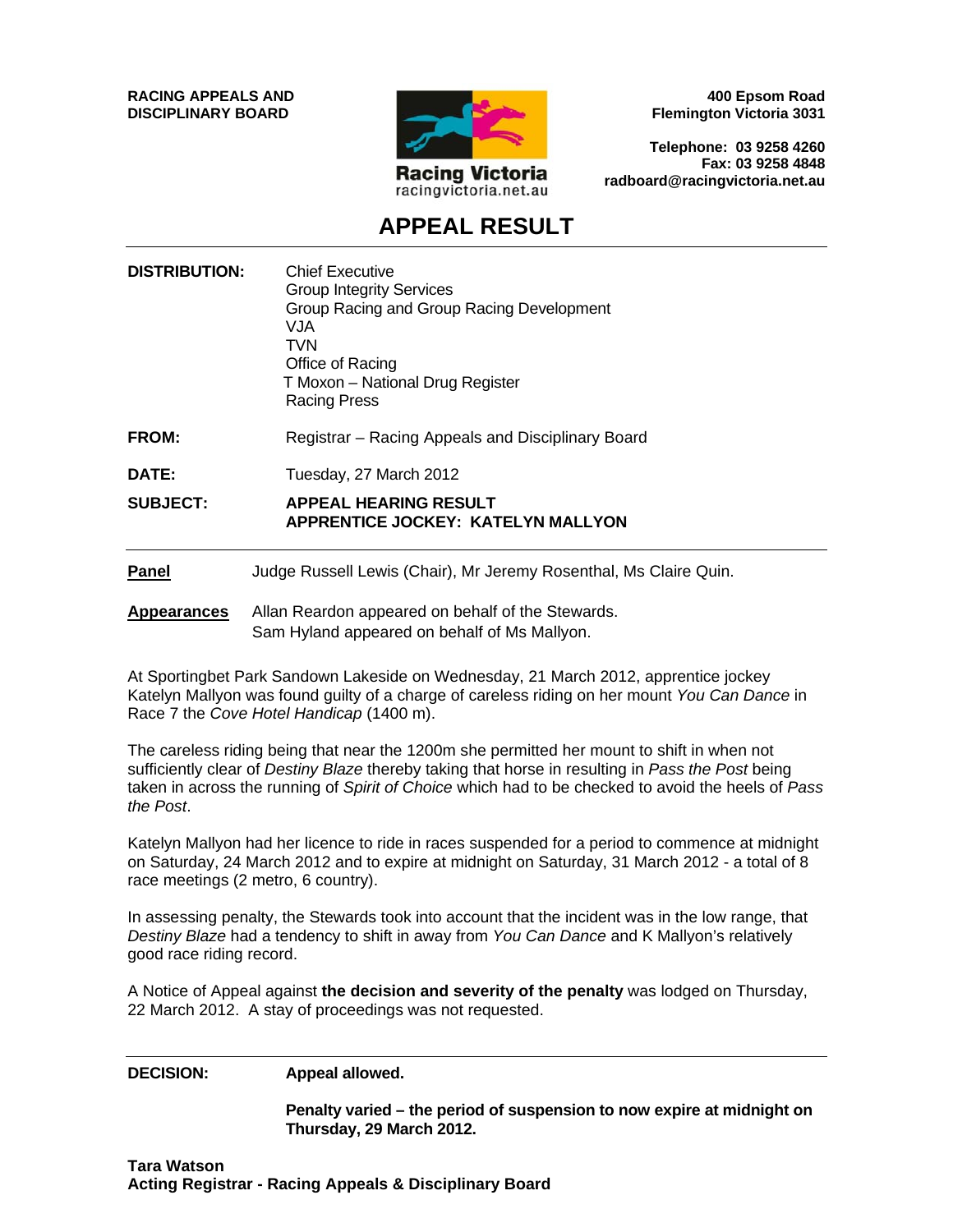**RACING APPEALS AND DISCIPLINARY BOARD**

Racing Victoria
racingvictoria.net.au

**400 Epsom Road**
**Flemington Victoria 3031**

**Telephone: 03 9258 4260**
**Fax: 03 9258 4848**
**radboard@racingvictoria.net.au**

# APPEAL RESULT

**DISTRIBUTION:** Chief Executive
Group Integrity Services
Group Racing and Group Racing Development
VJA
TVN
Office of Racing
T Moxon – National Drug Register
Racing Press

**FROM:** Registrar – Racing Appeals and Disciplinary Board

**DATE:** Tuesday, 27 March 2012

**SUBJECT:** **APPEAL HEARING RESULT**
**APPRENTICE JOCKEY: KATELYN MALLYON**

---

**Panel** Judge Russell Lewis (Chair), Mr Jeremy Rosenthal, Ms Claire Quin.

**Appearances** Allan Reardon appeared on behalf of the Stewards.
Sam Hyland appeared on behalf of Ms Mallyon.

At Sportingbet Park Sandown Lakeside on Wednesday, 21 March 2012, apprentice jockey Katelyn Mallyon was found guilty of a charge of careless riding on her mount *You Can Dance* in Race 7 the *Cove Hotel Handicap* (1400 m).

The careless riding being that near the 1200m she permitted her mount to shift in when not sufficiently clear of *Destiny Blaze* thereby taking that horse in resulting in *Pass the Post* being taken in across the running of *Spirit of Choice* which had to be checked to avoid the heels of *Pass the Post*.

Katelyn Mallyon had her licence to ride in races suspended for a period to commence at midnight on Saturday, 24 March 2012 and to expire at midnight on Saturday, 31 March 2012 - a total of 8 race meetings (2 metro, 6 country).

In assessing penalty, the Stewards took into account that the incident was in the low range, that *Destiny Blaze* had a tendency to shift in away from *You Can Dance* and K Mallyon's relatively good race riding record.

A Notice of Appeal against **the decision and severity of the penalty** was lodged on Thursday, 22 March 2012. A stay of proceedings was not requested.

---

**DECISION:** **Appeal allowed.**

**Penalty varied – the period of suspension to now expire at midnight on Thursday, 29 March 2012.**

**Tara Watson**
**Acting Registrar - Racing Appeals & Disciplinary Board**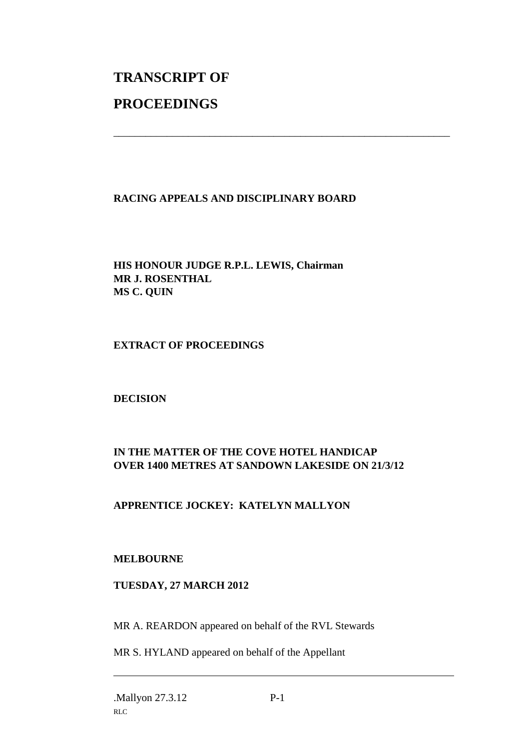# TRANSCRIPT OF

# PROCEEDINGS

---

**RACING APPEALS AND DISCIPLINARY BOARD**

**HIS HONOUR JUDGE R.P.L. LEWIS, Chairman**
**MR J. ROSENTHAL**
**MS C. QUIN**

**EXTRACT OF PROCEEDINGS**

**DECISION**

**IN THE MATTER OF THE COVE HOTEL HANDICAP**
**OVER 1400 METRES AT SANDOWN LAKESIDE ON 21/3/12**

**APPRENTICE JOCKEY: KATELYN MALLYON**

**MELBOURNE**

**TUESDAY, 27 MARCH 2012**

MR A. REARDON appeared on behalf of the RVL Stewards

MR S. HYLAND appeared on behalf of the Appellant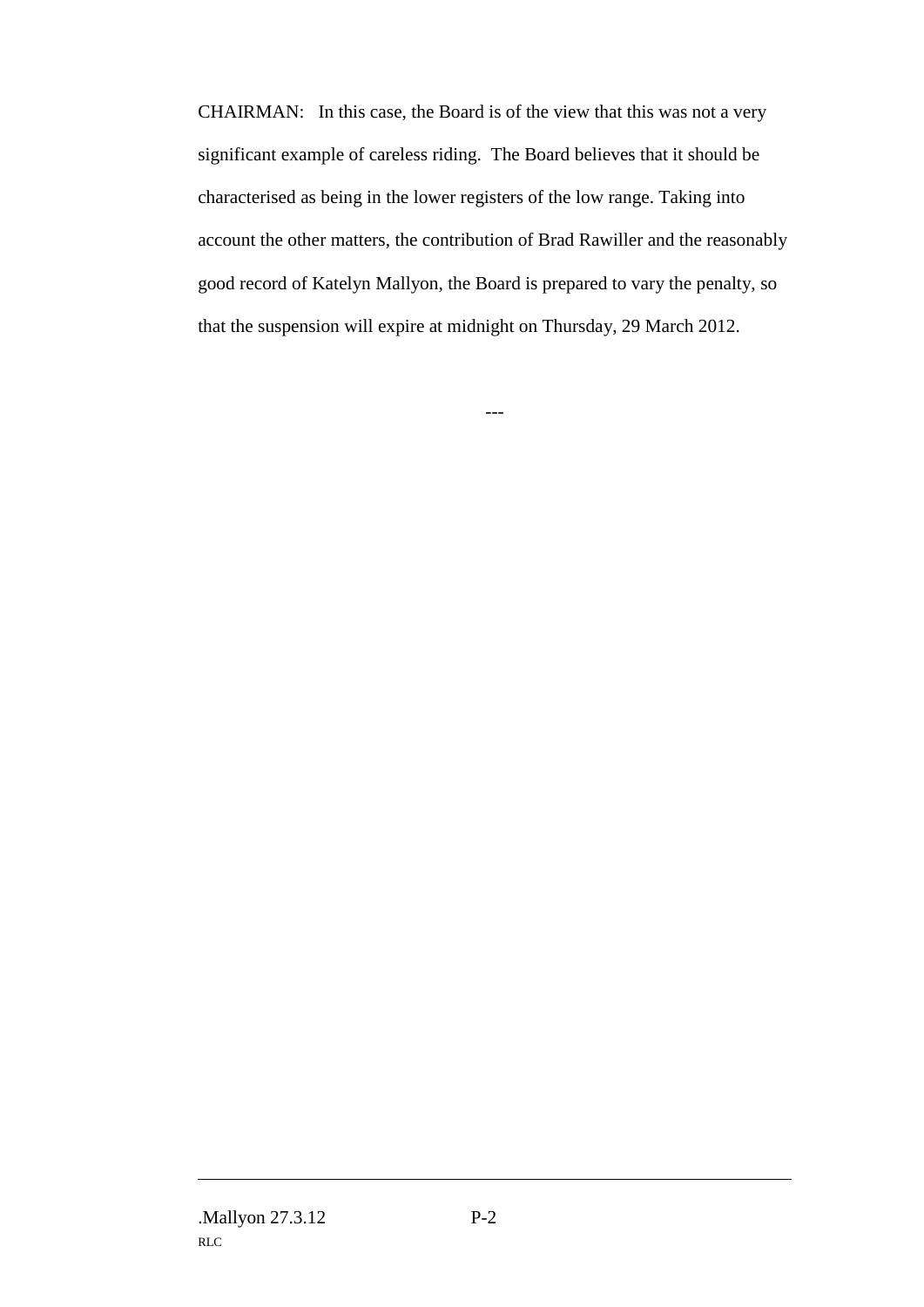CHAIRMAN: In this case, the Board is of the view that this was not a very significant example of careless riding. The Board believes that it should be characterised as being in the lower registers of the low range. Taking into account the other matters, the contribution of Brad Rawiller and the reasonably good record of Katelyn Mallyon, the Board is prepared to vary the penalty, so that the suspension will expire at midnight on Thursday, 29 March 2012.

---